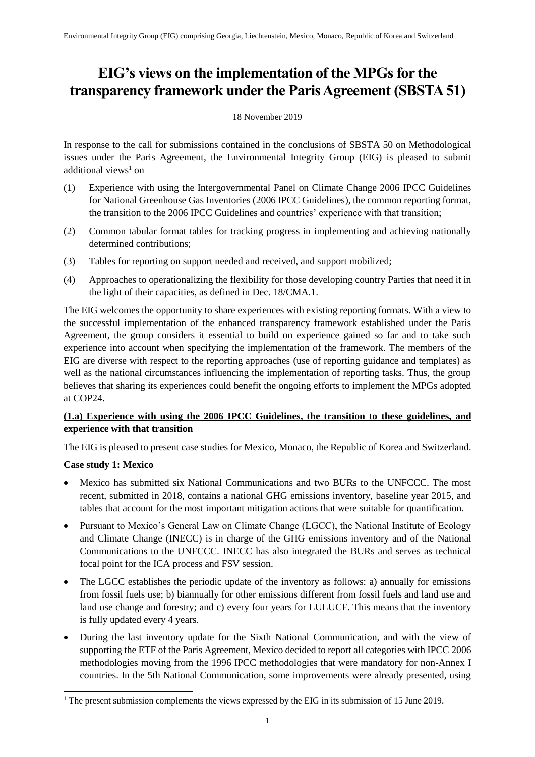Environmental Integrity Group (EIG) comprising Georgia, Liechtenstein, Mexico, Monaco, Republic of Korea and Switzerland

# EIG's views on the implementation of the MPGs for the transparency framework under the Paris Agreement (SBSTA 51)

18 November 2019

In response to the call for submissions contained in the conclusions of SBSTA 50 on Methodological issues under the Paris Agreement, the Environmental Integrity Group (EIG) is pleased to submit additional views[1] on

(1) Experience with using the Intergovernmental Panel on Climate Change 2006 IPCC Guidelines for National Greenhouse Gas Inventories (2006 IPCC Guidelines), the common reporting format, the transition to the 2006 IPCC Guidelines and countries' experience with that transition;

(2) Common tabular format tables for tracking progress in implementing and achieving nationally determined contributions;

(3) Tables for reporting on support needed and received, and support mobilized;

(4) Approaches to operationalizing the flexibility for those developing country Parties that need it in the light of their capacities, as defined in Dec. 18/CMA.1.

The EIG welcomes the opportunity to share experiences with existing reporting formats. With a view to the successful implementation of the enhanced transparency framework established under the Paris Agreement, the group considers it essential to build on experience gained so far and to take such experience into account when specifying the implementation of the framework. The members of the EIG are diverse with respect to the reporting approaches (use of reporting guidance and templates) as well as the national circumstances influencing the implementation of reporting tasks. Thus, the group believes that sharing its experiences could benefit the ongoing efforts to implement the MPGs adopted at COP24.

**(1.a) Experience with using the 2006 IPCC Guidelines, the transition to these guidelines, and experience with that transition**

The EIG is pleased to present case studies for Mexico, Monaco, the Republic of Korea and Switzerland.

**Case study 1: Mexico**

- Mexico has submitted six National Communications and two BURs to the UNFCCC. The most recent, submitted in 2018, contains a national GHG emissions inventory, baseline year 2015, and tables that account for the most important mitigation actions that were suitable for quantification.
- Pursuant to Mexico's General Law on Climate Change (LGCC), the National Institute of Ecology and Climate Change (INECC) is in charge of the GHG emissions inventory and of the National Communications to the UNFCCC. INECC has also integrated the BURs and serves as technical focal point for the ICA process and FSV session.
- The LGCC establishes the periodic update of the inventory as follows: a) annually for emissions from fossil fuels use; b) biannually for other emissions different from fossil fuels and land use and land use change and forestry; and c) every four years for LULUCF. This means that the inventory is fully updated every 4 years.
- During the last inventory update for the Sixth National Communication, and with the view of supporting the ETF of the Paris Agreement, Mexico decided to report all categories with IPCC 2006 methodologies moving from the 1996 IPCC methodologies that were mandatory for non-Annex I countries. In the 5th National Communication, some improvements were already presented, using

[1] The present submission complements the views expressed by the EIG in its submission of 15 June 2019.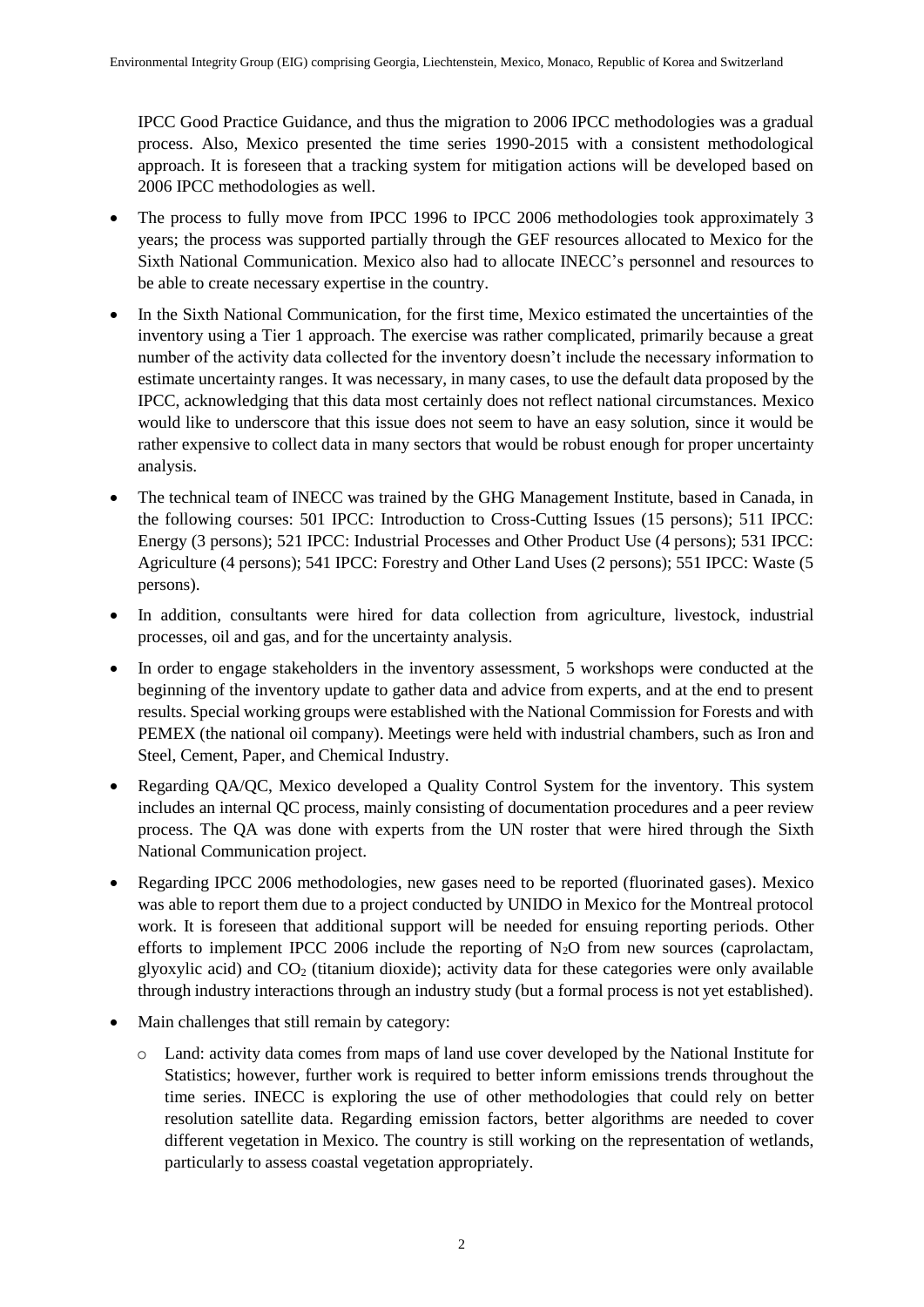IPCC Good Practice Guidance, and thus the migration to 2006 IPCC methodologies was a gradual process. Also, Mexico presented the time series 1990-2015 with a consistent methodological approach. It is foreseen that a tracking system for mitigation actions will be developed based on 2006 IPCC methodologies as well.

- The process to fully move from IPCC 1996 to IPCC 2006 methodologies took approximately 3 years; the process was supported partially through the GEF resources allocated to Mexico for the Sixth National Communication. Mexico also had to allocate INECC's personnel and resources to be able to create necessary expertise in the country.
- In the Sixth National Communication, for the first time, Mexico estimated the uncertainties of the inventory using a Tier 1 approach. The exercise was rather complicated, primarily because a great number of the activity data collected for the inventory doesn't include the necessary information to estimate uncertainty ranges. It was necessary, in many cases, to use the default data proposed by the IPCC, acknowledging that this data most certainly does not reflect national circumstances. Mexico would like to underscore that this issue does not seem to have an easy solution, since it would be rather expensive to collect data in many sectors that would be robust enough for proper uncertainty analysis.
- The technical team of INECC was trained by the GHG Management Institute, based in Canada, in the following courses: 501 IPCC: Introduction to Cross-Cutting Issues (15 persons); 511 IPCC: Energy (3 persons); 521 IPCC: Industrial Processes and Other Product Use (4 persons); 531 IPCC: Agriculture (4 persons); 541 IPCC: Forestry and Other Land Uses (2 persons); 551 IPCC: Waste (5 persons).
- In addition, consultants were hired for data collection from agriculture, livestock, industrial processes, oil and gas, and for the uncertainty analysis.
- In order to engage stakeholders in the inventory assessment, 5 workshops were conducted at the beginning of the inventory update to gather data and advice from experts, and at the end to present results. Special working groups were established with the National Commission for Forests and with PEMEX (the national oil company). Meetings were held with industrial chambers, such as Iron and Steel, Cement, Paper, and Chemical Industry.
- Regarding QA/QC, Mexico developed a Quality Control System for the inventory. This system includes an internal QC process, mainly consisting of documentation procedures and a peer review process. The QA was done with experts from the UN roster that were hired through the Sixth National Communication project.
- Regarding IPCC 2006 methodologies, new gases need to be reported (fluorinated gases). Mexico was able to report them due to a project conducted by UNIDO in Mexico for the Montreal protocol work. It is foreseen that additional support will be needed for ensuing reporting periods. Other efforts to implement IPCC 2006 include the reporting of $N_2O$ from new sources (caprolactam, glyoxylic acid) and $CO_2$ (titanium dioxide); activity data for these categories were only available through industry interactions through an industry study (but a formal process is not yet established).
- Main challenges that still remain by category:
  - Land: activity data comes from maps of land use cover developed by the National Institute for Statistics; however, further work is required to better inform emissions trends throughout the time series. INECC is exploring the use of other methodologies that could rely on better resolution satellite data. Regarding emission factors, better algorithms are needed to cover different vegetation in Mexico. The country is still working on the representation of wetlands, particularly to assess coastal vegetation appropriately.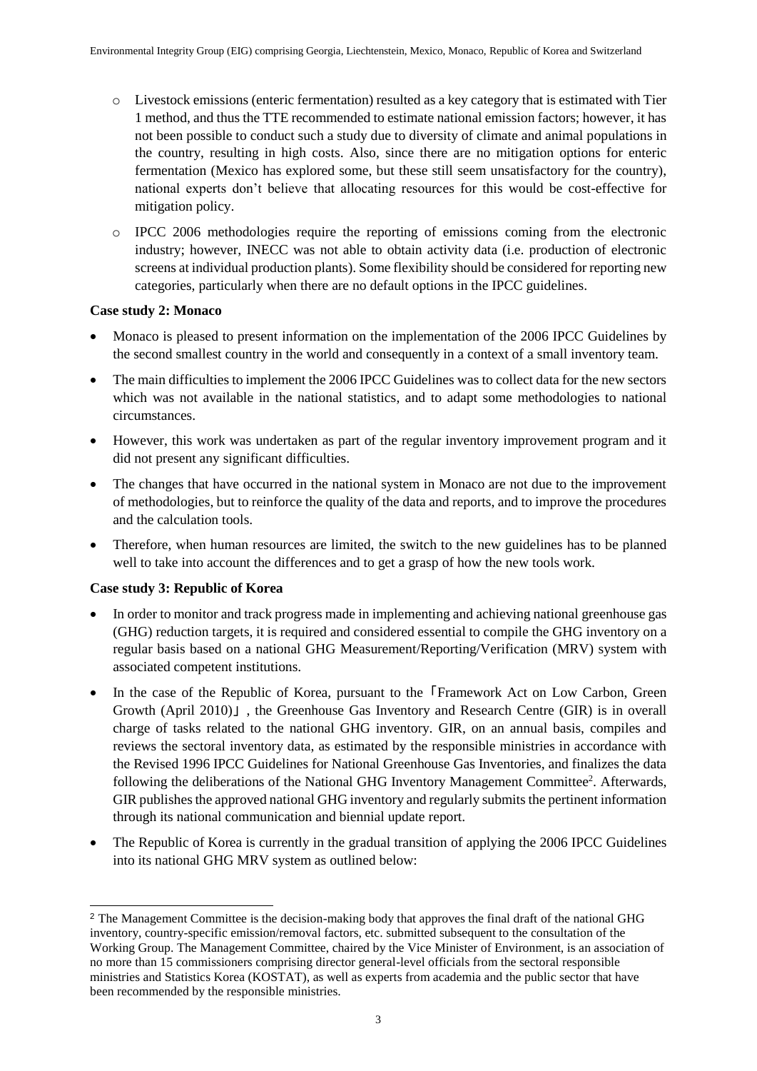- Livestock emissions (enteric fermentation) resulted as a key category that is estimated with Tier 1 method, and thus the TTE recommended to estimate national emission factors; however, it has not been possible to conduct such a study due to diversity of climate and animal populations in the country, resulting in high costs. Also, since there are no mitigation options for enteric fermentation (Mexico has explored some, but these still seem unsatisfactory for the country), national experts don't believe that allocating resources for this would be cost-effective for mitigation policy.
- IPCC 2006 methodologies require the reporting of emissions coming from the electronic industry; however, INECC was not able to obtain activity data (i.e. production of electronic screens at individual production plants). Some flexibility should be considered for reporting new categories, particularly when there are no default options in the IPCC guidelines.

**Case study 2: Monaco**

- Monaco is pleased to present information on the implementation of the 2006 IPCC Guidelines by the second smallest country in the world and consequently in a context of a small inventory team.
- The main difficulties to implement the 2006 IPCC Guidelines was to collect data for the new sectors which was not available in the national statistics, and to adapt some methodologies to national circumstances.
- However, this work was undertaken as part of the regular inventory improvement program and it did not present any significant difficulties.
- The changes that have occurred in the national system in Monaco are not due to the improvement of methodologies, but to reinforce the quality of the data and reports, and to improve the procedures and the calculation tools.
- Therefore, when human resources are limited, the switch to the new guidelines has to be planned well to take into account the differences and to get a grasp of how the new tools work.

**Case study 3: Republic of Korea**

- In order to monitor and track progress made in implementing and achieving national greenhouse gas (GHG) reduction targets, it is required and considered essential to compile the GHG inventory on a regular basis based on a national GHG Measurement/Reporting/Verification (MRV) system with associated competent institutions.
- In the case of the Republic of Korea, pursuant to the「Framework Act on Low Carbon, Green Growth (April 2010)」, the Greenhouse Gas Inventory and Research Centre (GIR) is in overall charge of tasks related to the national GHG inventory. GIR, on an annual basis, compiles and reviews the sectoral inventory data, as estimated by the responsible ministries in accordance with the Revised 1996 IPCC Guidelines for National Greenhouse Gas Inventories, and finalizes the data following the deliberations of the National GHG Inventory Management Committee[2]. Afterwards, GIR publishes the approved national GHG inventory and regularly submits the pertinent information through its national communication and biennial update report.
- The Republic of Korea is currently in the gradual transition of applying the 2006 IPCC Guidelines into its national GHG MRV system as outlined below:

[2] The Management Committee is the decision-making body that approves the final draft of the national GHG inventory, country-specific emission/removal factors, etc. submitted subsequent to the consultation of the Working Group. The Management Committee, chaired by the Vice Minister of Environment, is an association of no more than 15 commissioners comprising director general-level officials from the sectoral responsible ministries and Statistics Korea (KOSTAT), as well as experts from academia and the public sector that have been recommended by the responsible ministries.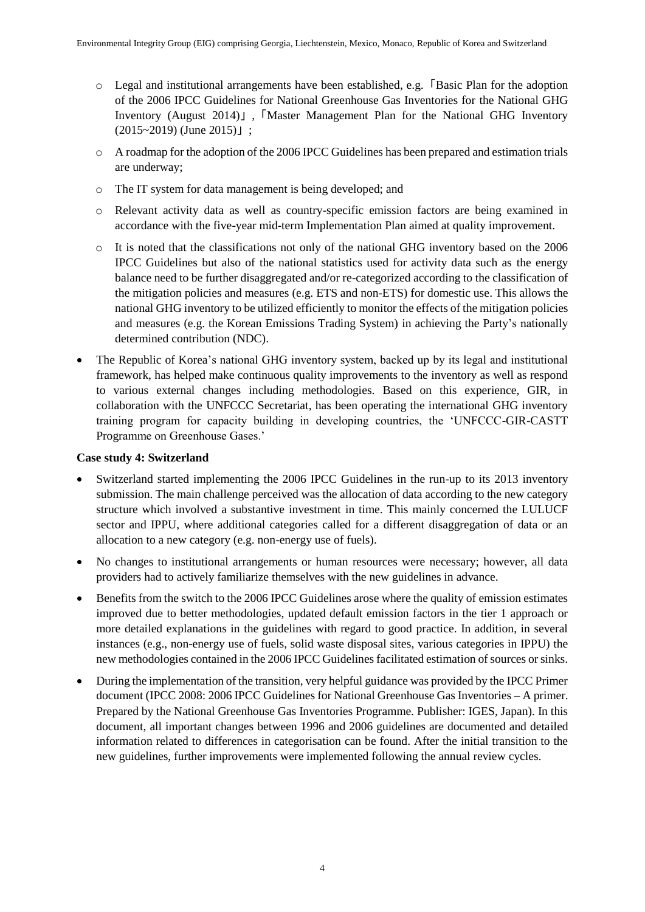- Legal and institutional arrangements have been established, e.g. 「Basic Plan for the adoption of the 2006 IPCC Guidelines for National Greenhouse Gas Inventories for the National GHG Inventory (August 2014)」, 「Master Management Plan for the National GHG Inventory (2015~2019) (June 2015)」;
  - A roadmap for the adoption of the 2006 IPCC Guidelines has been prepared and estimation trials are underway;
  - The IT system for data management is being developed; and
  - Relevant activity data as well as country-specific emission factors are being examined in accordance with the five-year mid-term Implementation Plan aimed at quality improvement.
  - It is noted that the classifications not only of the national GHG inventory based on the 2006 IPCC Guidelines but also of the national statistics used for activity data such as the energy balance need to be further disaggregated and/or re-categorized according to the classification of the mitigation policies and measures (e.g. ETS and non-ETS) for domestic use. This allows the national GHG inventory to be utilized efficiently to monitor the effects of the mitigation policies and measures (e.g. the Korean Emissions Trading System) in achieving the Party's nationally determined contribution (NDC).
- The Republic of Korea's national GHG inventory system, backed up by its legal and institutional framework, has helped make continuous quality improvements to the inventory as well as respond to various external changes including methodologies. Based on this experience, GIR, in collaboration with the UNFCCC Secretariat, has been operating the international GHG inventory training program for capacity building in developing countries, the 'UNFCCC-GIR-CASTT Programme on Greenhouse Gases.'

**Case study 4: Switzerland**

- Switzerland started implementing the 2006 IPCC Guidelines in the run-up to its 2013 inventory submission. The main challenge perceived was the allocation of data according to the new category structure which involved a substantive investment in time. This mainly concerned the LULUCF sector and IPPU, where additional categories called for a different disaggregation of data or an allocation to a new category (e.g. non-energy use of fuels).
- No changes to institutional arrangements or human resources were necessary; however, all data providers had to actively familiarize themselves with the new guidelines in advance.
- Benefits from the switch to the 2006 IPCC Guidelines arose where the quality of emission estimates improved due to better methodologies, updated default emission factors in the tier 1 approach or more detailed explanations in the guidelines with regard to good practice. In addition, in several instances (e.g., non-energy use of fuels, solid waste disposal sites, various categories in IPPU) the new methodologies contained in the 2006 IPCC Guidelines facilitated estimation of sources or sinks.
- During the implementation of the transition, very helpful guidance was provided by the IPCC Primer document (IPCC 2008: 2006 IPCC Guidelines for National Greenhouse Gas Inventories – A primer. Prepared by the National Greenhouse Gas Inventories Programme. Publisher: IGES, Japan). In this document, all important changes between 1996 and 2006 guidelines are documented and detailed information related to differences in categorisation can be found. After the initial transition to the new guidelines, further improvements were implemented following the annual review cycles.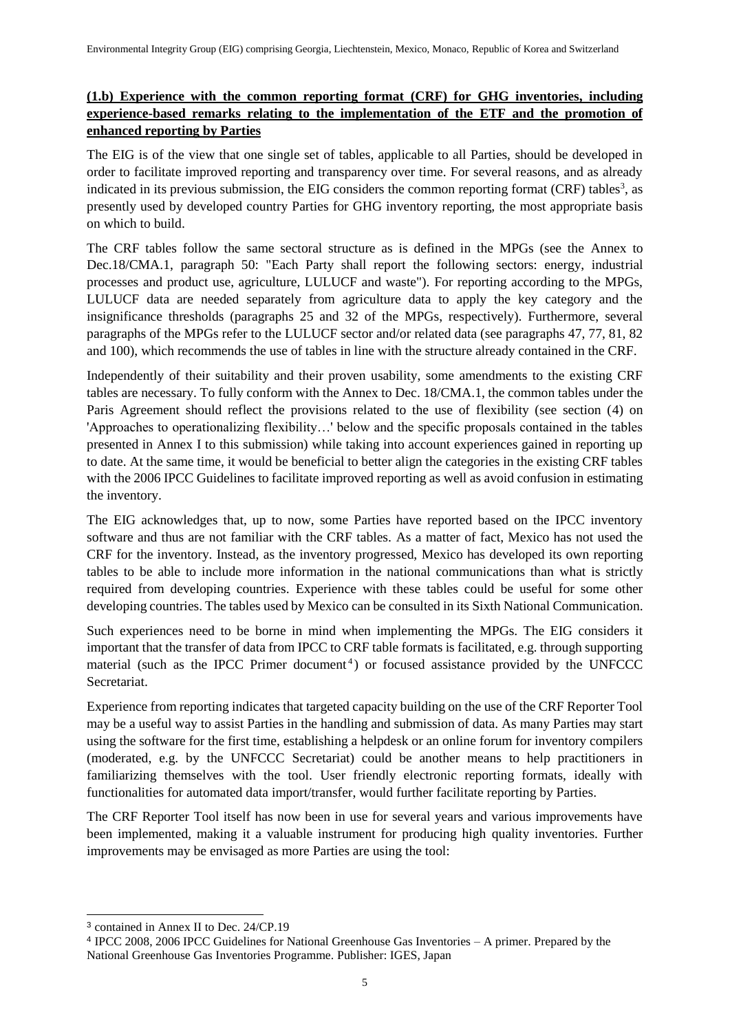**(1.b) Experience with the common reporting format (CRF) for GHG inventories, including experience-based remarks relating to the implementation of the ETF and the promotion of enhanced reporting by Parties**

The EIG is of the view that one single set of tables, applicable to all Parties, should be developed in order to facilitate improved reporting and transparency over time. For several reasons, and as already indicated in its previous submission, the EIG considers the common reporting format (CRF) tables[3], as presently used by developed country Parties for GHG inventory reporting, the most appropriate basis on which to build.

The CRF tables follow the same sectoral structure as is defined in the MPGs (see the Annex to Dec.18/CMA.1, paragraph 50: "Each Party shall report the following sectors: energy, industrial processes and product use, agriculture, LULUCF and waste"). For reporting according to the MPGs, LULUCF data are needed separately from agriculture data to apply the key category and the insignificance thresholds (paragraphs 25 and 32 of the MPGs, respectively). Furthermore, several paragraphs of the MPGs refer to the LULUCF sector and/or related data (see paragraphs 47, 77, 81, 82 and 100), which recommends the use of tables in line with the structure already contained in the CRF.

Independently of their suitability and their proven usability, some amendments to the existing CRF tables are necessary. To fully conform with the Annex to Dec. 18/CMA.1, the common tables under the Paris Agreement should reflect the provisions related to the use of flexibility (see section (4) on 'Approaches to operationalizing flexibility…' below and the specific proposals contained in the tables presented in Annex I to this submission) while taking into account experiences gained in reporting up to date. At the same time, it would be beneficial to better align the categories in the existing CRF tables with the 2006 IPCC Guidelines to facilitate improved reporting as well as avoid confusion in estimating the inventory.

The EIG acknowledges that, up to now, some Parties have reported based on the IPCC inventory software and thus are not familiar with the CRF tables. As a matter of fact, Mexico has not used the CRF for the inventory. Instead, as the inventory progressed, Mexico has developed its own reporting tables to be able to include more information in the national communications than what is strictly required from developing countries. Experience with these tables could be useful for some other developing countries. The tables used by Mexico can be consulted in its Sixth National Communication.

Such experiences need to be borne in mind when implementing the MPGs. The EIG considers it important that the transfer of data from IPCC to CRF table formats is facilitated, e.g. through supporting material (such as the IPCC Primer document[4]) or focused assistance provided by the UNFCCC Secretariat.

Experience from reporting indicates that targeted capacity building on the use of the CRF Reporter Tool may be a useful way to assist Parties in the handling and submission of data. As many Parties may start using the software for the first time, establishing a helpdesk or an online forum for inventory compilers (moderated, e.g. by the UNFCCC Secretariat) could be another means to help practitioners in familiarizing themselves with the tool. User friendly electronic reporting formats, ideally with functionalities for automated data import/transfer, would further facilitate reporting by Parties.

The CRF Reporter Tool itself has now been in use for several years and various improvements have been implemented, making it a valuable instrument for producing high quality inventories. Further improvements may be envisaged as more Parties are using the tool:

---

[3] contained in Annex II to Dec. 24/CP.19

[4] IPCC 2008, 2006 IPCC Guidelines for National Greenhouse Gas Inventories – A primer. Prepared by the National Greenhouse Gas Inventories Programme. Publisher: IGES, Japan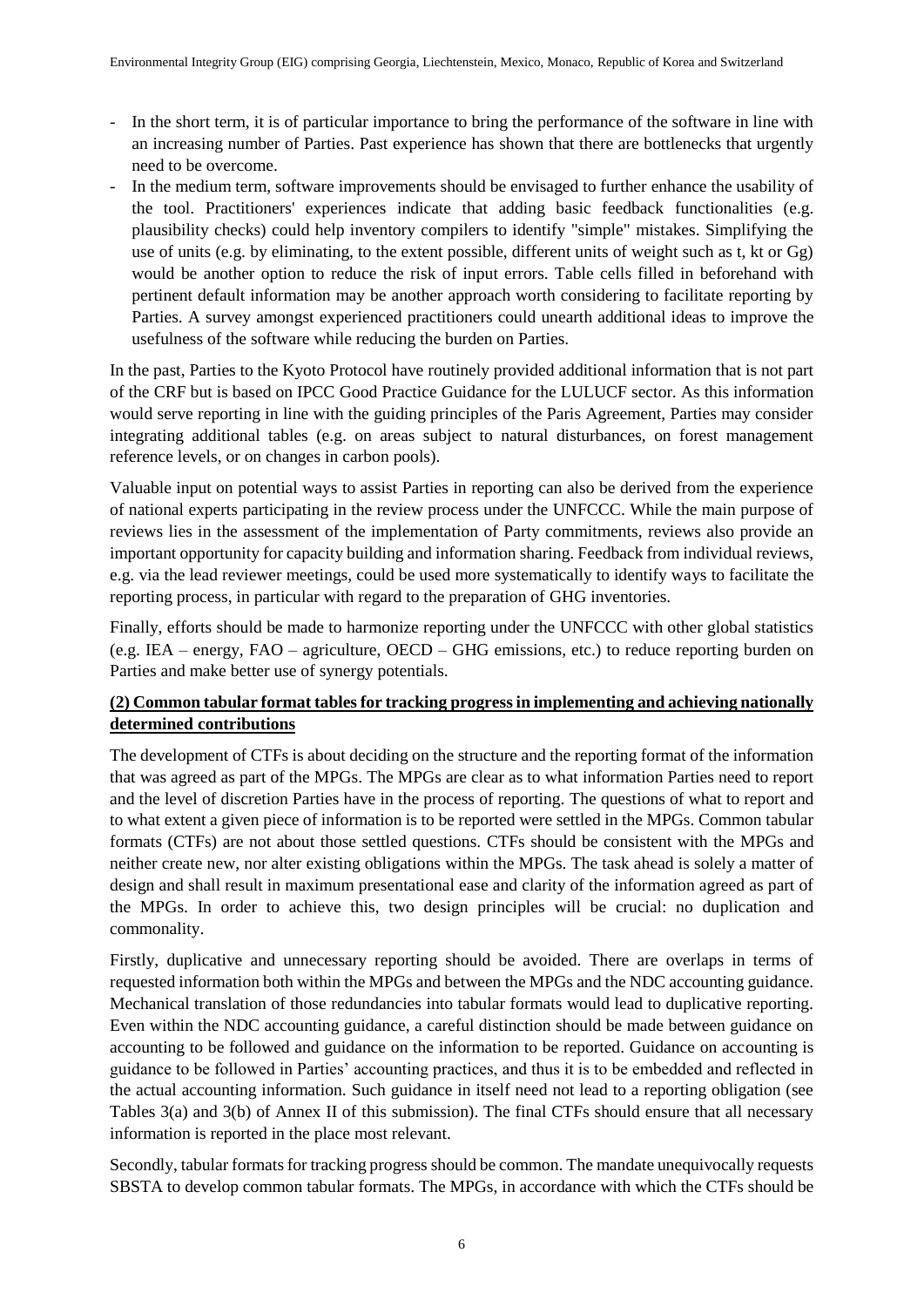- In the short term, it is of particular importance to bring the performance of the software in line with an increasing number of Parties. Past experience has shown that there are bottlenecks that urgently need to be overcome.
- In the medium term, software improvements should be envisaged to further enhance the usability of the tool. Practitioners' experiences indicate that adding basic feedback functionalities (e.g. plausibility checks) could help inventory compilers to identify "simple" mistakes. Simplifying the use of units (e.g. by eliminating, to the extent possible, different units of weight such as t, kt or Gg) would be another option to reduce the risk of input errors. Table cells filled in beforehand with pertinent default information may be another approach worth considering to facilitate reporting by Parties. A survey amongst experienced practitioners could unearth additional ideas to improve the usefulness of the software while reducing the burden on Parties.

In the past, Parties to the Kyoto Protocol have routinely provided additional information that is not part of the CRF but is based on IPCC Good Practice Guidance for the LULUCF sector. As this information would serve reporting in line with the guiding principles of the Paris Agreement, Parties may consider integrating additional tables (e.g. on areas subject to natural disturbances, on forest management reference levels, or on changes in carbon pools).

Valuable input on potential ways to assist Parties in reporting can also be derived from the experience of national experts participating in the review process under the UNFCCC. While the main purpose of reviews lies in the assessment of the implementation of Party commitments, reviews also provide an important opportunity for capacity building and information sharing. Feedback from individual reviews, e.g. via the lead reviewer meetings, could be used more systematically to identify ways to facilitate the reporting process, in particular with regard to the preparation of GHG inventories.

Finally, efforts should be made to harmonize reporting under the UNFCCC with other global statistics (e.g. IEA – energy, FAO – agriculture, OECD – GHG emissions, etc.) to reduce reporting burden on Parties and make better use of synergy potentials.

**(2) Common tabular format tables for tracking progress in implementing and achieving nationally determined contributions**

The development of CTFs is about deciding on the structure and the reporting format of the information that was agreed as part of the MPGs. The MPGs are clear as to what information Parties need to report and the level of discretion Parties have in the process of reporting. The questions of what to report and to what extent a given piece of information is to be reported were settled in the MPGs. Common tabular formats (CTFs) are not about those settled questions. CTFs should be consistent with the MPGs and neither create new, nor alter existing obligations within the MPGs. The task ahead is solely a matter of design and shall result in maximum presentational ease and clarity of the information agreed as part of the MPGs. In order to achieve this, two design principles will be crucial: no duplication and commonality.

Firstly, duplicative and unnecessary reporting should be avoided. There are overlaps in terms of requested information both within the MPGs and between the MPGs and the NDC accounting guidance. Mechanical translation of those redundancies into tabular formats would lead to duplicative reporting. Even within the NDC accounting guidance, a careful distinction should be made between guidance on accounting to be followed and guidance on the information to be reported. Guidance on accounting is guidance to be followed in Parties' accounting practices, and thus it is to be embedded and reflected in the actual accounting information. Such guidance in itself need not lead to a reporting obligation (see Tables 3(a) and 3(b) of Annex II of this submission). The final CTFs should ensure that all necessary information is reported in the place most relevant.

Secondly, tabular formats for tracking progress should be common. The mandate unequivocally requests SBSTA to develop common tabular formats. The MPGs, in accordance with which the CTFs should be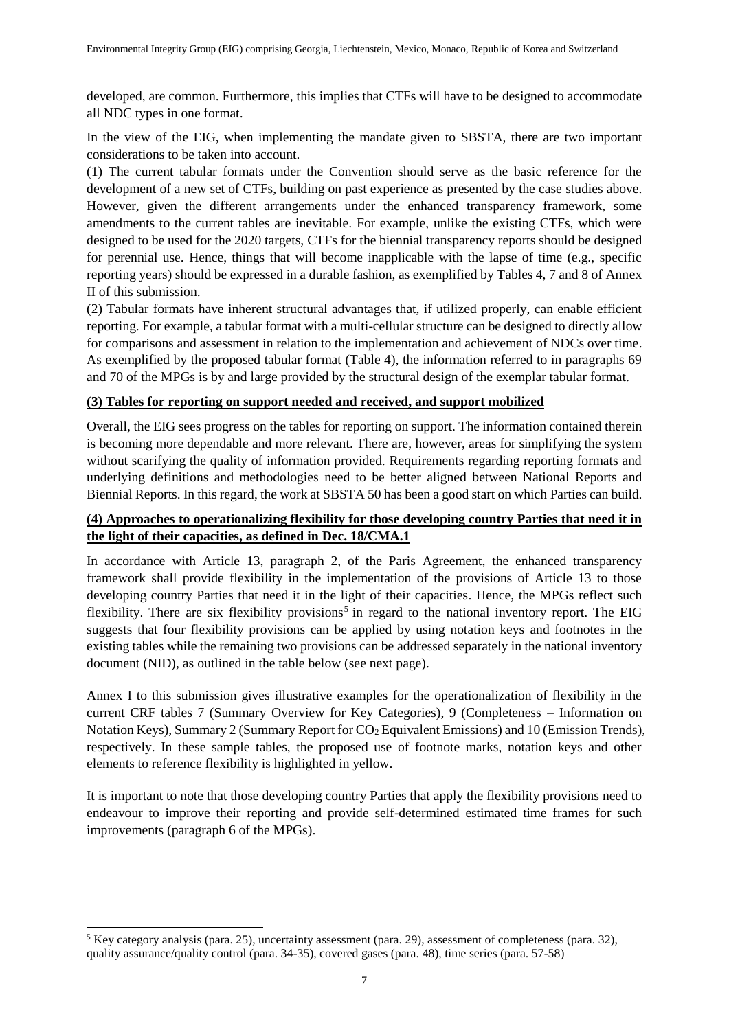developed, are common. Furthermore, this implies that CTFs will have to be designed to accommodate all NDC types in one format.

In the view of the EIG, when implementing the mandate given to SBSTA, there are two important considerations to be taken into account.

(1) The current tabular formats under the Convention should serve as the basic reference for the development of a new set of CTFs, building on past experience as presented by the case studies above. However, given the different arrangements under the enhanced transparency framework, some amendments to the current tables are inevitable. For example, unlike the existing CTFs, which were designed to be used for the 2020 targets, CTFs for the biennial transparency reports should be designed for perennial use. Hence, things that will become inapplicable with the lapse of time (e.g., specific reporting years) should be expressed in a durable fashion, as exemplified by Tables 4, 7 and 8 of Annex II of this submission.

(2) Tabular formats have inherent structural advantages that, if utilized properly, can enable efficient reporting. For example, a tabular format with a multi-cellular structure can be designed to directly allow for comparisons and assessment in relation to the implementation and achievement of NDCs over time. As exemplified by the proposed tabular format (Table 4), the information referred to in paragraphs 69 and 70 of the MPGs is by and large provided by the structural design of the exemplar tabular format.

**(3) Tables for reporting on support needed and received, and support mobilized**

Overall, the EIG sees progress on the tables for reporting on support. The information contained therein is becoming more dependable and more relevant. There are, however, areas for simplifying the system without scarifying the quality of information provided. Requirements regarding reporting formats and underlying definitions and methodologies need to be better aligned between National Reports and Biennial Reports. In this regard, the work at SBSTA 50 has been a good start on which Parties can build.

**(4) Approaches to operationalizing flexibility for those developing country Parties that need it in the light of their capacities, as defined in Dec. 18/CMA.1**

In accordance with Article 13, paragraph 2, of the Paris Agreement, the enhanced transparency framework shall provide flexibility in the implementation of the provisions of Article 13 to those developing country Parties that need it in the light of their capacities. Hence, the MPGs reflect such flexibility. There are six flexibility provisions[5] in regard to the national inventory report. The EIG suggests that four flexibility provisions can be applied by using notation keys and footnotes in the existing tables while the remaining two provisions can be addressed separately in the national inventory document (NID), as outlined in the table below (see next page).

Annex I to this submission gives illustrative examples for the operationalization of flexibility in the current CRF tables 7 (Summary Overview for Key Categories), 9 (Completeness – Information on Notation Keys), Summary 2 (Summary Report for $CO_2$ Equivalent Emissions) and 10 (Emission Trends), respectively. In these sample tables, the proposed use of footnote marks, notation keys and other elements to reference flexibility is highlighted in yellow.

It is important to note that those developing country Parties that apply the flexibility provisions need to endeavour to improve their reporting and provide self-determined estimated time frames for such improvements (paragraph 6 of the MPGs).

[5] Key category analysis (para. 25), uncertainty assessment (para. 29), assessment of completeness (para. 32), quality assurance/quality control (para. 34-35), covered gases (para. 48), time series (para. 57-58)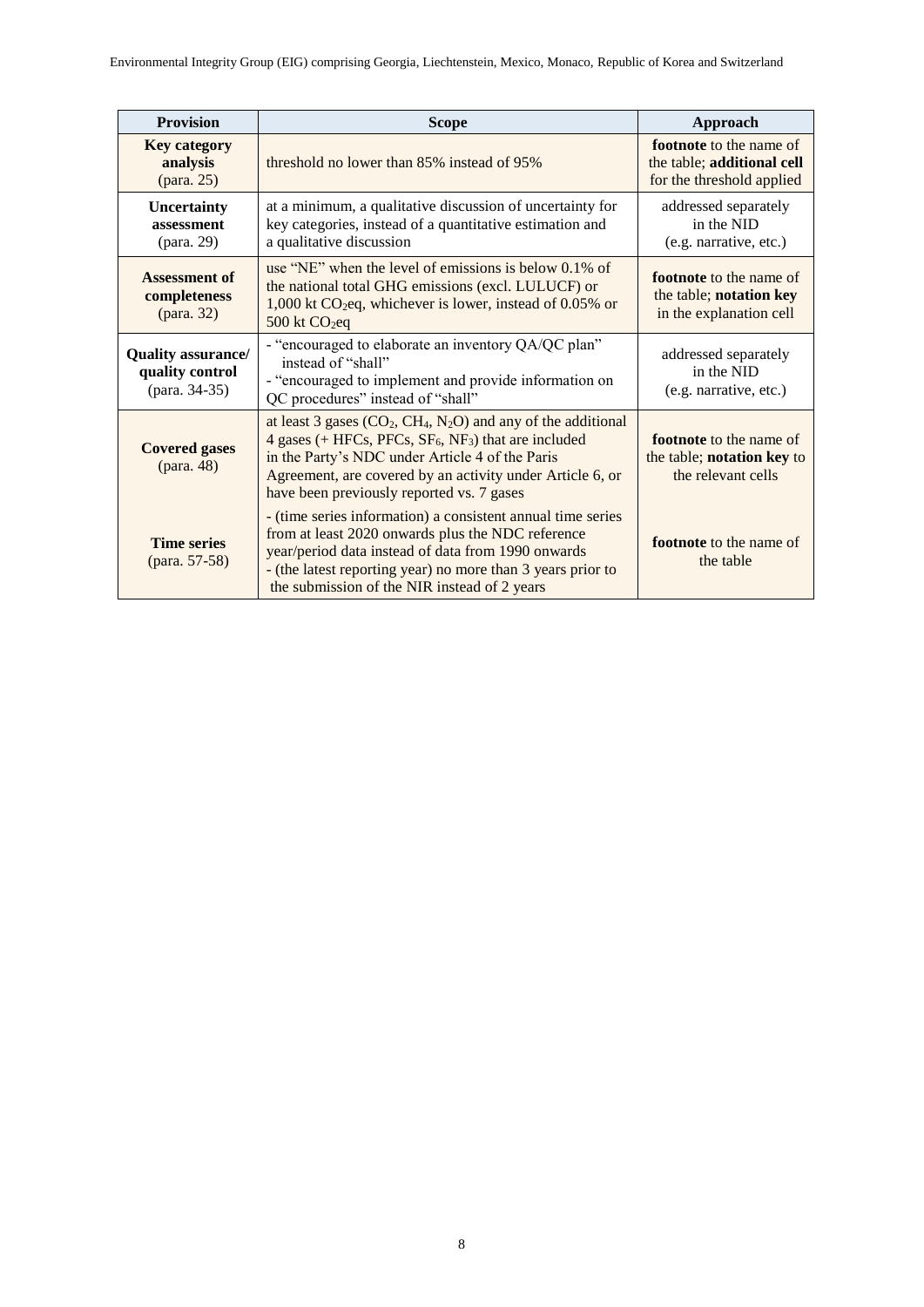| Provision | Scope | Approach |
|---|---|---|
| **Key category analysis** (para. 25) | threshold no lower than 85% instead of 95% | **footnote** to the name of the table; **additional cell** for the threshold applied |
| **Uncertainty assessment** (para. 29) | at a minimum, a qualitative discussion of uncertainty for key categories, instead of a quantitative estimation and a qualitative discussion | addressed separately in the NID (e.g. narrative, etc.) |
| **Assessment of completeness** (para. 32) | use "NE" when the level of emissions is below 0.1% of the national total GHG emissions (excl. LULUCF) or 1,000 kt $CO_2$eq, whichever is lower, instead of 0.05% or 500 kt $CO_2$eq | **footnote** to the name of the table; **notation key** in the explanation cell |
| **Quality assurance/ quality control** (para. 34-35) | - "encouraged to elaborate an inventory QA/QC plan" instead of "shall"<br>- "encouraged to implement and provide information on QC procedures" instead of "shall" | addressed separately in the NID (e.g. narrative, etc.) |
| **Covered gases** (para. 48) | at least 3 gases ($CO_2$, $CH_4$, $N_2O$) and any of the additional 4 gases (+ HFCs, PFCs, $SF_6$, $NF_3$) that are included in the Party's NDC under Article 4 of the Paris Agreement, are covered by an activity under Article 6, or have been previously reported vs. 7 gases | **footnote** to the name of the table; **notation key** to the relevant cells |
| **Time series** (para. 57-58) | - (time series information) a consistent annual time series from at least 2020 onwards plus the NDC reference year/period data instead of data from 1990 onwards<br>- (the latest reporting year) no more than 3 years prior to the submission of the NIR instead of 2 years | **footnote** to the name of the table |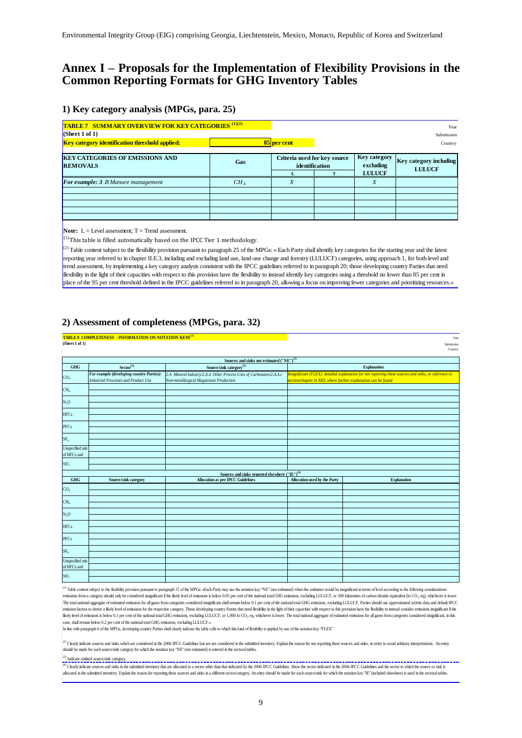# Annex I – Proposals for the Implementation of Flexibility Provisions in the Common Reporting Formats for GHG Inventory Tables

## 1) Key category analysis (MPGs, para. 25)

**TABLE 7 SUMMARY OVERVIEW FOR KEY CATEGORIES** [(1)(2)]
**(Sheet 1 of 1)**

Year
Submission
Country

**Key category identification threshold applied:** 85 per cent

| KEY CATEGORIES OF EMISSIONS AND REMOVALS | Gas | Criteria used for key source identification | | Key category excluding LULUCF | Key category including LULUCF |
|---|---|---|---|---|---|
| | | L | T | | |
| *For example: 3 .B Manure management* | $CH_4$ | X | | X | |
| | | | | | |
| | | | | | |
| | | | | | |
| | | | | | |
| | | | | | |

**Note:** L = Level assessment; T = Trend assessment.

[(1)] This table is filled automatically based on the IPCC Tier 1 methodology.

[(2)] Table content subject to the flexibility provision pursuant to paragraph 25 of the MPGs: « Each Party shall identify key categories for the starting year and the latest reporting year referred to in chapter II.E.3, including and excluding land use, land-use change and forestry (LULUCF) categories, using approach 1, for both level and trend assessment, by implementing a key category analysis consistent with the IPCC guidelines referred to in paragraph 20; those developing country Parties that need flexibility in the light of their capacities with respect to this provision have the flexibility to instead identify key categories using a threshold no lower than 85 per cent in place of the 95 per cent threshold defined in the IPCC guidelines referred to in paragraph 20, allowing a focus on improving fewer categories and prioritizing resources.»

## 2) Assessment of completeness (MPGs, para. 32)

**TABLE 9 COMPLETENESS - INFORMATION ON NOTATION KEYS**[(1)]
**(Sheet 1 of 1)**

Year
Submission
Country

| Sources and sinks not estimated ("NE")[(2)] | | | |
|---|---|---|---|
| **GHG** | **Sector**[(3)] | **Source/sink category**[(3)] | **Explanation** |
| $CO_2$ | *For example (developing country Parties): Industrial Processes and Product Use* | *2.A Mineral Industry/2.A.4 Other Process Uses of Carbonates/2.A.4.c Non-metallurgical Magnesium Production* | *Insignificant (FLEX): detailed explanation for not reporting these sources and sinks, or reference to section/chapter in NID, where further explanation can be found* |
| | | | |
| $CH_4$ | | | |
| | | | |
| $N_2O$ | | | |
| | | | |
| HFCs | | | |
| | | | |
| PFCs | | | |
| | | | |
| $SF_6$ | | | |
| | | | |
| Unspecified mix of HFCs and | | | |
| | | | |
| $NF_3$ | | | |
| | | | |

| Sources and sinks reported elsewhere ("IE")[(4)] | | | | |
|---|---|---|---|---|
| **GHG** | **Source/sink category** | **Allocation as per IPCC Guidelines** | **Allocation used by the Party** | **Explanation** |
| $CO_2$ | | | | |
| | | | | |
| $CH_4$ | | | | |
| | | | | |
| $N_2O$ | | | | |
| | | | | |
| HFCs | | | | |
| | | | | |
| PFCs | | | | |
| | | | | |
| $SF_6$ | | | | |
| | | | | |
| Unspecified mix of HFCs and | | | | |
| | | | | |
| $NF_3$ | | | | |
| | | | | |

[(1)] Table content subject to the flexibility provision pursuant to paragraph 32 of the MPGs: «Each Party may use the notation key "NE" (not estimated) when the estimates would be insignificant in terms of level according to the following considerations: emissions from a category should only be considered insignificant if the likely level of emissions is below 0.05 per cent of the national total GHG emissions, excluding LULUCF, or 500 kilotonnes of carbon dioxide equivalent (kt $CO_2$ eq), whichever is lower. The total national aggregate of estimated emissions for all gases from categories considered insignificant shall remain below 0.1 per cent of the national total GHG emissions, excluding LULUCF. Parties should use approximated activity data and default IPCC emission factors to derive a likely level of emissions for the respective category. Those developing country Parties that need flexibility in the light of their capacities with respect to this provision have the flexibility to instead consider emissions insignificant if the likely level of emissions is below 0.1 per cent of the national total GHG emissions, excluding LULUCF, or 1,000 kt $CO_2$ eq, whichever is lower. The total national aggregate of estimated emissions for all gases from categories considered insignificant, in this case, shall remain below 0.2 per cent of the national total GHG emissions, excluding LULUCF.»
In line with paragraph 6 of the MPGs, developing country Parties shall clearly indicate the table cells to which this kind of flexibility is applied by use of the notation key "FLEX".

[(2)] Clearly indicate sources and sinks which are considered in the 2006 IPCC Guidelines but are not considered in the submitted inventory. Explain the reason for not reporting these sources and sinks, in order to avoid arbitrary interpretations. An entry should be made for each source/sink category for which the notation key "NE" (not estimated) is entered in the sectoral tables.

[(3)] Indicate omitted source/sink category.

[(4)] Clearly indicate sources and sinks in the submitted inventory that are allocated to a sector other than that indicated by the 2006 IPCC Guidelines. Show the sector indicated in the 2006 IPCC Guidelines and the sector to which the source or sink is allocated in the submitted inventory. Explain the reason for reporting these sources and sinks in a different sector/category. An entry should be made for each source/sink for which the notation key "IE" (included elsewhere) is used in the sectoral tables.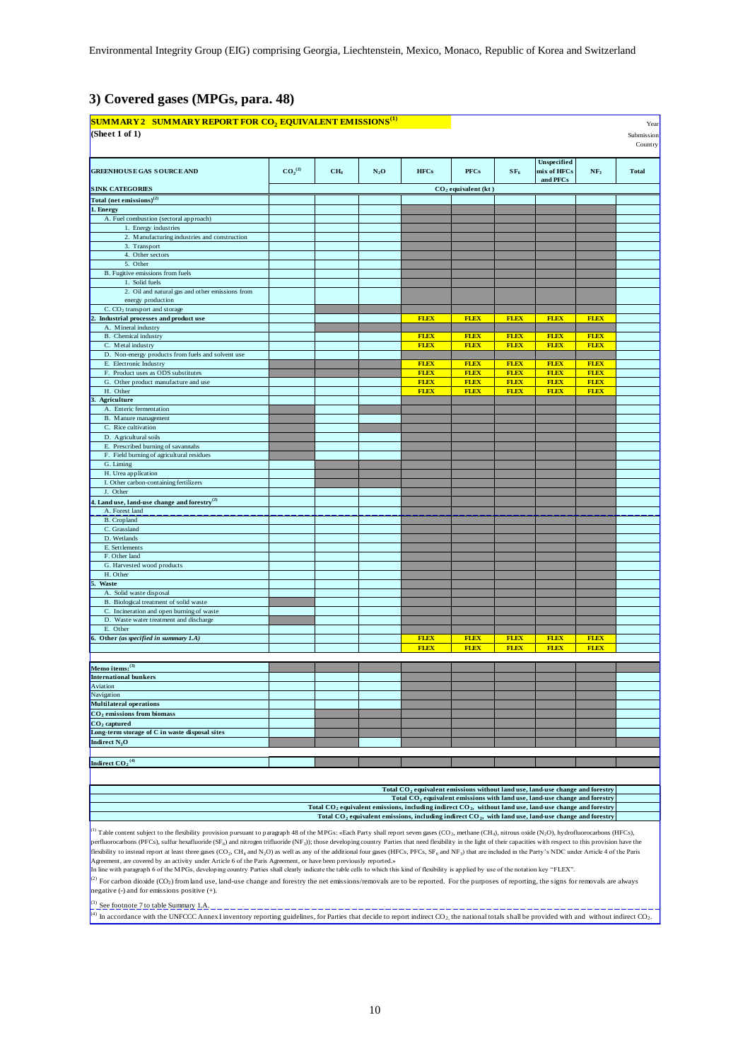Environmental Integrity Group (EIG) comprising Georgia, Liechtenstein, Mexico, Monaco, Republic of Korea and Switzerland

## 3) Covered gases (MPGs, para. 48)

**SUMMARY 2 SUMMARY REPORT FOR $CO_2$ EQUIVALENT EMISSIONS[1]**

**(Sheet 1 of 1)**

Year
Submission
Country

| GREENHOUSE GAS SOURCE AND SINK CATEGORIES | $CO_2$[2] | $CH_4$ | $N_2O$ | HFCs | PFCs | $SF_6$ | Unspecified mix of HFCs and PFCs | $NF_3$ | Total |
|---|---|---|---|---|---|---|---|---|---|
| | $CO_2$ equivalent (kt) | | | | | | | | |
| **Total (net emissions)[2]** | | | | | | | | | |
| **1. Energy** | | | | | | | | | |
| A. Fuel combustion (sectoral approach) | | | | | | | | | |
| 1. Energy industries | | | | | | | | | |
| 2. Manufacturing industries and construction | | | | | | | | | |
| 3. Transport | | | | | | | | | |
| 4. Other sectors | | | | | | | | | |
| 5. Other | | | | | | | | | |
| B. Fugitive emissions from fuels | | | | | | | | | |
| 1. Solid fuels | | | | | | | | | |
| 2. Oil and natural gas and other emissions from energy production | | | | | | | | | |
| C. $CO_2$ transport and storage | | | | | | | | | |
| **2. Industrial processes and product use** | | | | FLEX | FLEX | FLEX | FLEX | FLEX | |
| A. Mineral industry | | | | | | | | | |
| B. Chemical industry | | | | FLEX | FLEX | FLEX | FLEX | FLEX | |
| C. Metal industry | | | | FLEX | FLEX | FLEX | FLEX | FLEX | |
| D. Non-energy products from fuels and solvent use | | | | | | | | | |
| E. Electronic Industry | | | | FLEX | FLEX | FLEX | FLEX | FLEX | |
| F. Product uses as ODS substitutes | | | | FLEX | FLEX | FLEX | FLEX | FLEX | |
| G. Other product manufacture and use | | | | FLEX | FLEX | FLEX | FLEX | FLEX | |
| H. Other | | | | FLEX | FLEX | FLEX | FLEX | FLEX | |
| **3. Agriculture** | | | | | | | | | |
| A. Enteric fermentation | | | | | | | | | |
| B. Manure management | | | | | | | | | |
| C. Rice cultivation | | | | | | | | | |
| D. Agricultural soils | | | | | | | | | |
| E. Prescribed burning of savannahs | | | | | | | | | |
| F. Field burning of agricultural residues | | | | | | | | | |
| G. Liming | | | | | | | | | |
| H. Urea application | | | | | | | | | |
| I. Other carbon-containing fertilizers | | | | | | | | | |
| J. Other | | | | | | | | | |
| **4. Land use, land-use change and forestry[2]** | | | | | | | | | |
| A. Forest land | | | | | | | | | |
| B. Cropland | | | | | | | | | |
| C. Grassland | | | | | | | | | |
| D. Wetlands | | | | | | | | | |
| E. Settlements | | | | | | | | | |
| F. Other land | | | | | | | | | |
| G. Harvested wood products | | | | | | | | | |
| H. Other | | | | | | | | | |
| **5. Waste** | | | | | | | | | |
| A. Solid waste disposal | | | | | | | | | |
| B. Biological treatment of solid waste | | | | | | | | | |
| C. Incineration and open burning of waste | | | | | | | | | |
| D. Waste water treatment and discharge | | | | | | | | | |
| E. Other | | | | | | | | | |
| **6. Other** *(as specified in summary 1.A)* | | | | FLEX | FLEX | FLEX | FLEX | FLEX | |
| | | | | FLEX | FLEX | FLEX | FLEX | FLEX | |
| | | | | | | | | | |
| **Memo items:[3]** | | | | | | | | | |
| **International bunkers** | | | | | | | | | |
| Aviation | | | | | | | | | |
| Navigation | | | | | | | | | |
| **Multilateral operations** | | | | | | | | | |
| **$CO_2$ emissions from biomass** | | | | | | | | | |
| **$CO_2$ captured** | | | | | | | | | |
| **Long-term storage of C in waste disposal sites** | | | | | | | | | |
| **Indirect $N_2O$** | | | | | | | | | |
| | | | | | | | | | |
| **Indirect $CO_2$[4]** | | | | | | | | | |

| | |
|---|---|
| **Total $CO_2$ equivalent emissions without land use, land-use change and forestry** | |
| **Total $CO_2$ equivalent emissions with land use, land-use change and forestry** | |
| **Total $CO_2$ equivalent emissions, including indirect $CO_2$, without land use, land-use change and forestry** | |
| **Total $CO_2$ equivalent emissions, including indirect $CO_2$, with land use, land-use change and forestry** | |

[1] Table content subject to the flexibility provision pursuant to paragraph 48 of the MPGs: «Each Party shall report seven gases ($CO_2$, methane ($CH_4$), nitrous oxide ($N_2O$), hydrofluorocarbons (HFCs), perfluorocarbons (PFCs), sulfur hexafluoride ($SF_6$) and nitrogen trifluoride ($NF_3$)); those developing country Parties that need flexibility in the light of their capacities with respect to this provision have the flexibility to instead report at least three gases ($CO_2$, $CH_4$ and $N_2O$) as well as any of the additional four gases (HFCs, PFCs, $SF_6$ and $NF_3$) that are included in the Party's NDC under Article 4 of the Paris Agreement, are covered by an activity under Article 6 of the Paris Agreement, or have been previously reported.»
In line with paragraph 6 of the MPGs, developing country Parties shall clearly indicate the table cells to which this kind of flexibility is applied by use of the notation key "FLEX".

[2] For carbon dioxide ($CO_2$) from land use, land-use change and forestry the net emissions/removals are to be reported. For the purposes of reporting, the signs for removals are always negative (-) and for emissions positive (+).

[3] See footnote 7 to table Summary 1.A.

[4] In accordance with the UNFCCC Annex I inventory reporting guidelines, for Parties that decide to report indirect $CO_2$, the national totals shall be provided with and without indirect $CO_2$.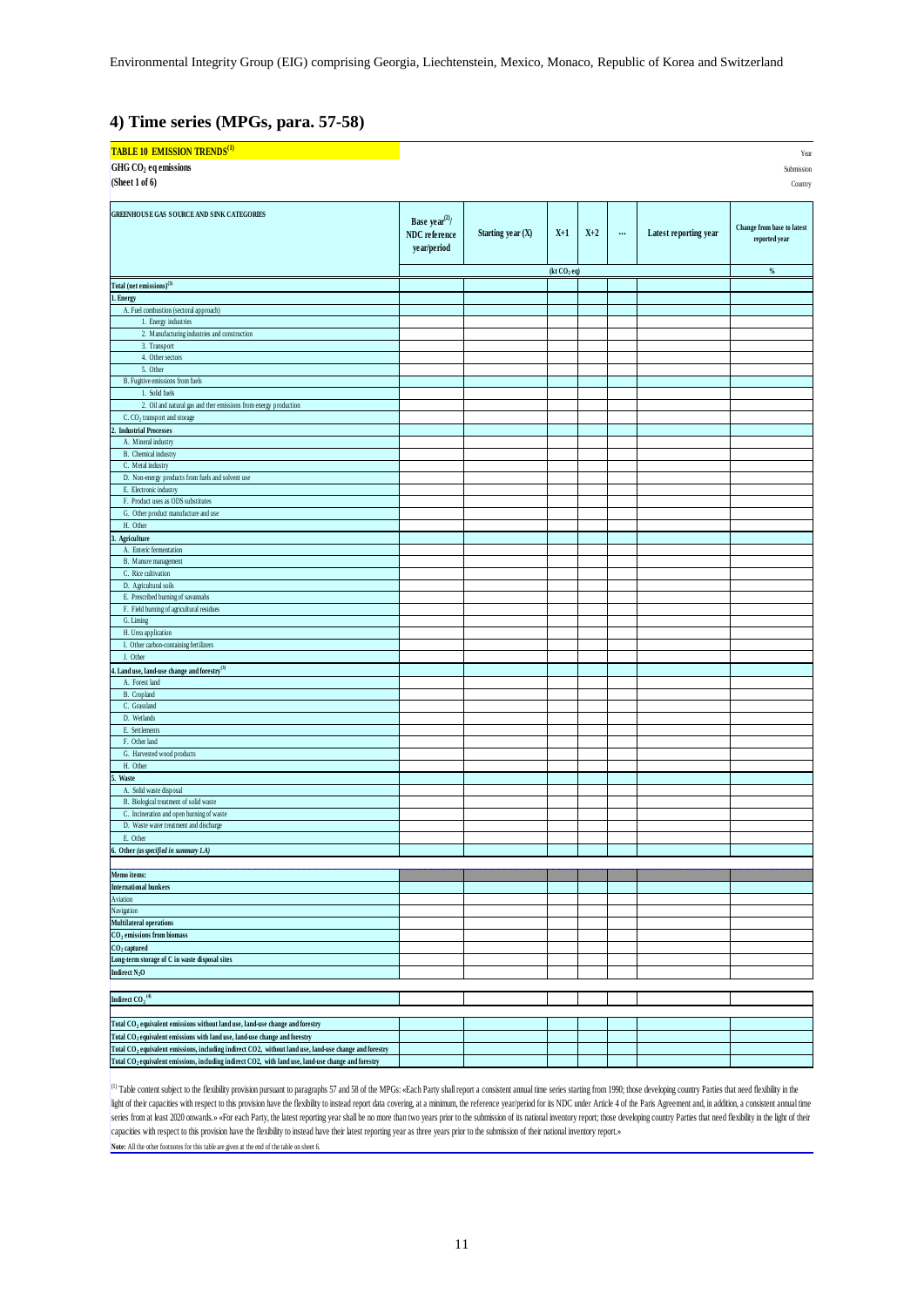Environmental Integrity Group (EIG) comprising Georgia, Liechtenstein, Mexico, Monaco, Republic of Korea and Switzerland

## 4) Time series (MPGs, para. 57-58)

**TABLE 10 EMISSION TRENDS**[1]

**GHG $CO_2$ eq emissions**

**(Sheet 1 of 6)**

Year

Submission

Country

| GREENHOUSE GAS SOURCE AND SINK CATEGORIES | Base year[2]/ NDC reference year/period | Starting year (X) | X+1 | X+2 | ... | Latest reporting year | Change from base to latest reported year |
|---|---|---|---|---|---|---|---|
| | (kt $CO_2$ eq) | | | | | | % |
| **Total (net emissions)**[3] | | | | | | | |
| **1. Energy** | | | | | | | |
| A. Fuel combustion (sectoral approach) | | | | | | | |
| 1. Energy industries | | | | | | | |
| 2. Manufacturing industries and construction | | | | | | | |
| 3. Transport | | | | | | | |
| 4. Other sectors | | | | | | | |
| 5. Other | | | | | | | |
| B. Fugitive emissions from fuels | | | | | | | |
| 1. Solid fuels | | | | | | | |
| 2. Oil and natural gas and ther emissions from energy production | | | | | | | |
| C. $CO_2$ transport and storage | | | | | | | |
| **2. Industrial Processes** | | | | | | | |
| A. Mineral industry | | | | | | | |
| B. Chemical industry | | | | | | | |
| C. Metal industry | | | | | | | |
| D. Non-energy products from fuels and solvent use | | | | | | | |
| E. Electronic industry | | | | | | | |
| F. Product uses as ODS substitutes | | | | | | | |
| G. Other product manufacture and use | | | | | | | |
| H. Other | | | | | | | |
| **3. Agriculture** | | | | | | | |
| A. Enteric fermentation | | | | | | | |
| B. Manure management | | | | | | | |
| C. Rice cultivation | | | | | | | |
| D. Agricultural soils | | | | | | | |
| E. Prescribed burning of savannahs | | | | | | | |
| F. Field burning of agricultural residues | | | | | | | |
| G. Liming | | | | | | | |
| H. Urea application | | | | | | | |
| I. Other carbon-containing fertilizers | | | | | | | |
| J. Other | | | | | | | |
| **4. Land use, land-use change and forestry**[3] | | | | | | | |
| A. Forest land | | | | | | | |
| B. Cropland | | | | | | | |
| C. Grassland | | | | | | | |
| D. Wetlands | | | | | | | |
| E. Settlements | | | | | | | |
| F. Other land | | | | | | | |
| G. Harvested wood products | | | | | | | |
| H. Other | | | | | | | |
| **5. Waste** | | | | | | | |
| A. Solid waste disposal | | | | | | | |
| B. Biological treatment of solid waste | | | | | | | |
| C. Incineration and open burning of waste | | | | | | | |
| D. Waste water treatment and discharge | | | | | | | |
| E. Other | | | | | | | |
| **6. Other *(as specified in summary 1.A)*** | | | | | | | |
| | | | | | | | |
| **Memo items:** | | | | | | | |
| **International bunkers** | | | | | | | |
| Aviation | | | | | | | |
| Navigation | | | | | | | |
| **Multilateral operations** | | | | | | | |
| **$CO_2$ emissions from biomass** | | | | | | | |
| **$CO_2$ captured** | | | | | | | |
| **Long-term storage of C in waste disposal sites** | | | | | | | |
| **Indirect $N_2O$** | | | | | | | |
| | | | | | | | |
| **Indirect $CO_2$**[4] | | | | | | | |
| | | | | | | | |
| **Total $CO_2$ equivalent emissions without land use, land-use change and forestry** | | | | | | | |
| **Total $CO_2$ equivalent emissions with land use, land-use change and forestry** | | | | | | | |
| **Total $CO_2$ equivalent emissions, including indirect CO2, without land use, land-use change and forestry** | | | | | | | |
| **Total $CO_2$ equivalent emissions, including indirect CO2, with land use, land-use change and forestry** | | | | | | | |

[1] Table content subject to the flexibility provision pursuant to paragraphs 57 and 58 of the MPGs: «Each Party shall report a consistent annual time series starting from 1990; those developing country Parties that need flexibility in the light of their capacities with respect to this provision have the flexibility to instead report data covering, at a minimum, the reference year/period for its NDC under Article 4 of the Paris Agreement and, in addition, a consistent annual time series from at least 2020 onwards.» «For each Party, the latest reporting year shall be no more than two years prior to the submission of its national inventory report; those developing country Parties that need flexibility in the light of their capacities with respect to this provision have the flexibility to instead have their latest reporting year as three years prior to the submission of their national inventory report.»

**Note:** All the other footnotes for this table are given at the end of the table on sheet 6.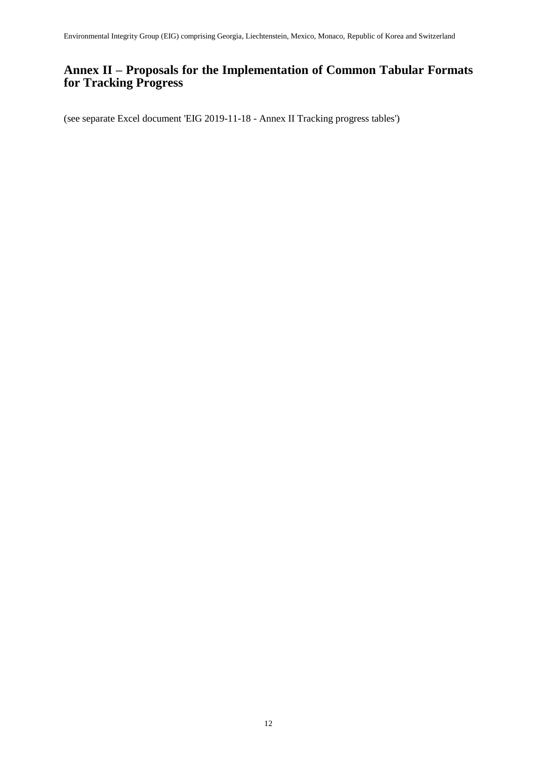# Annex II – Proposals for the Implementation of Common Tabular Formats for Tracking Progress

(see separate Excel document 'EIG 2019-11-18 - Annex II Tracking progress tables')